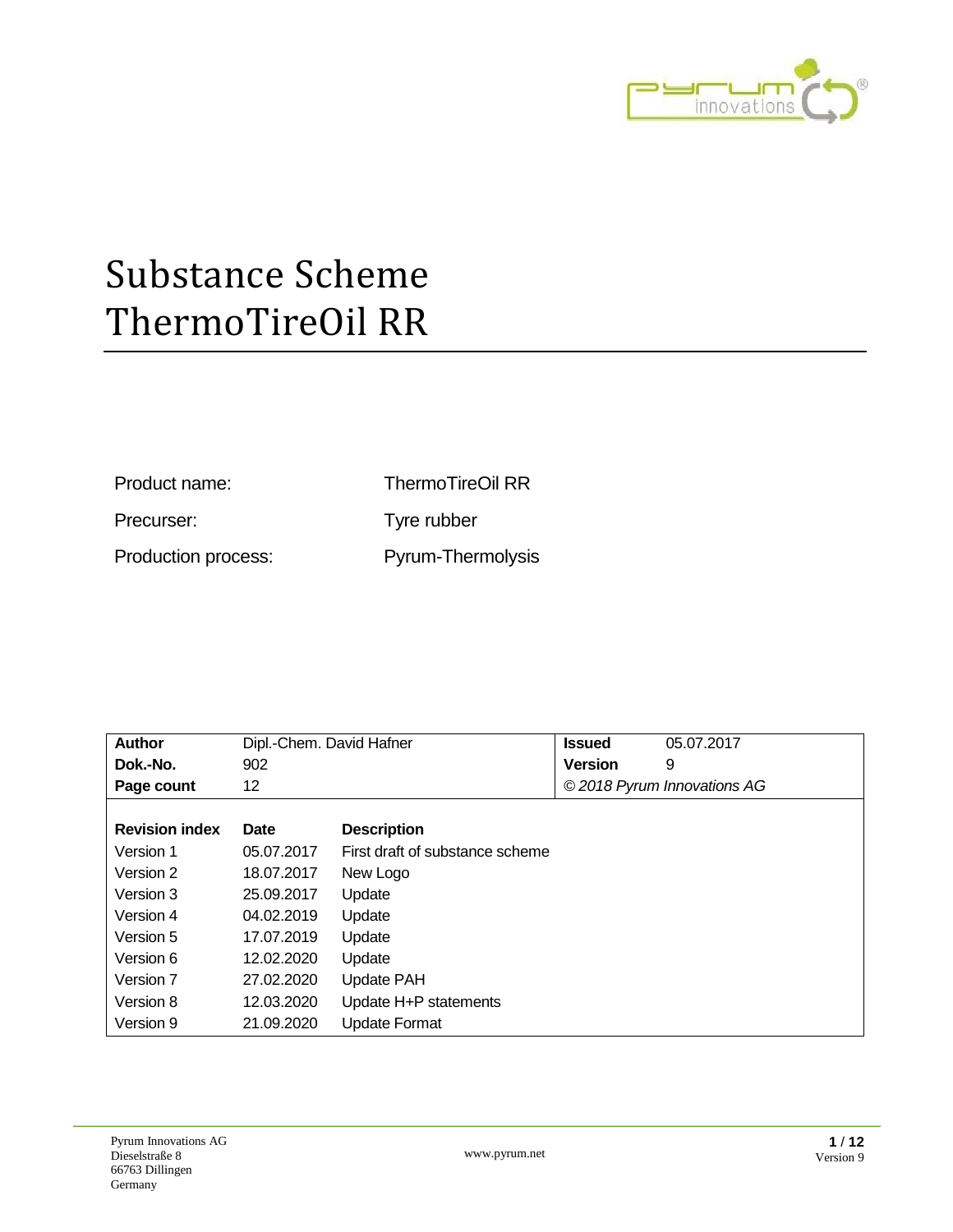# Substance Scheme ThermoTireOil RR

| | |
|---|---|
| Product name: | ThermoTireOil RR |
| Precurser: | Tyre rubber |
| Production process: | Pyrum-Thermolysis |

| **Author** | Dipl.-Chem. David Hafner | **Issued** | 05.07.2017 |
|---|---|---|---|
| **Dok.-No.** | 902 | **Version** | 9 |
| **Page count** | 12 | *© 2018 Pyrum Innovations AG* | |

| **Revision index** | **Date** | **Description** |
|---|---|---|
| Version 1 | 05.07.2017 | First draft of substance scheme |
| Version 2 | 18.07.2017 | New Logo |
| Version 3 | 25.09.2017 | Update |
| Version 4 | 04.02.2019 | Update |
| Version 5 | 17.07.2019 | Update |
| Version 6 | 12.02.2020 | Update |
| Version 7 | 27.02.2020 | Update PAH |
| Version 8 | 12.03.2020 | Update H+P statements |
| Version 9 | 21.09.2020 | Update Format |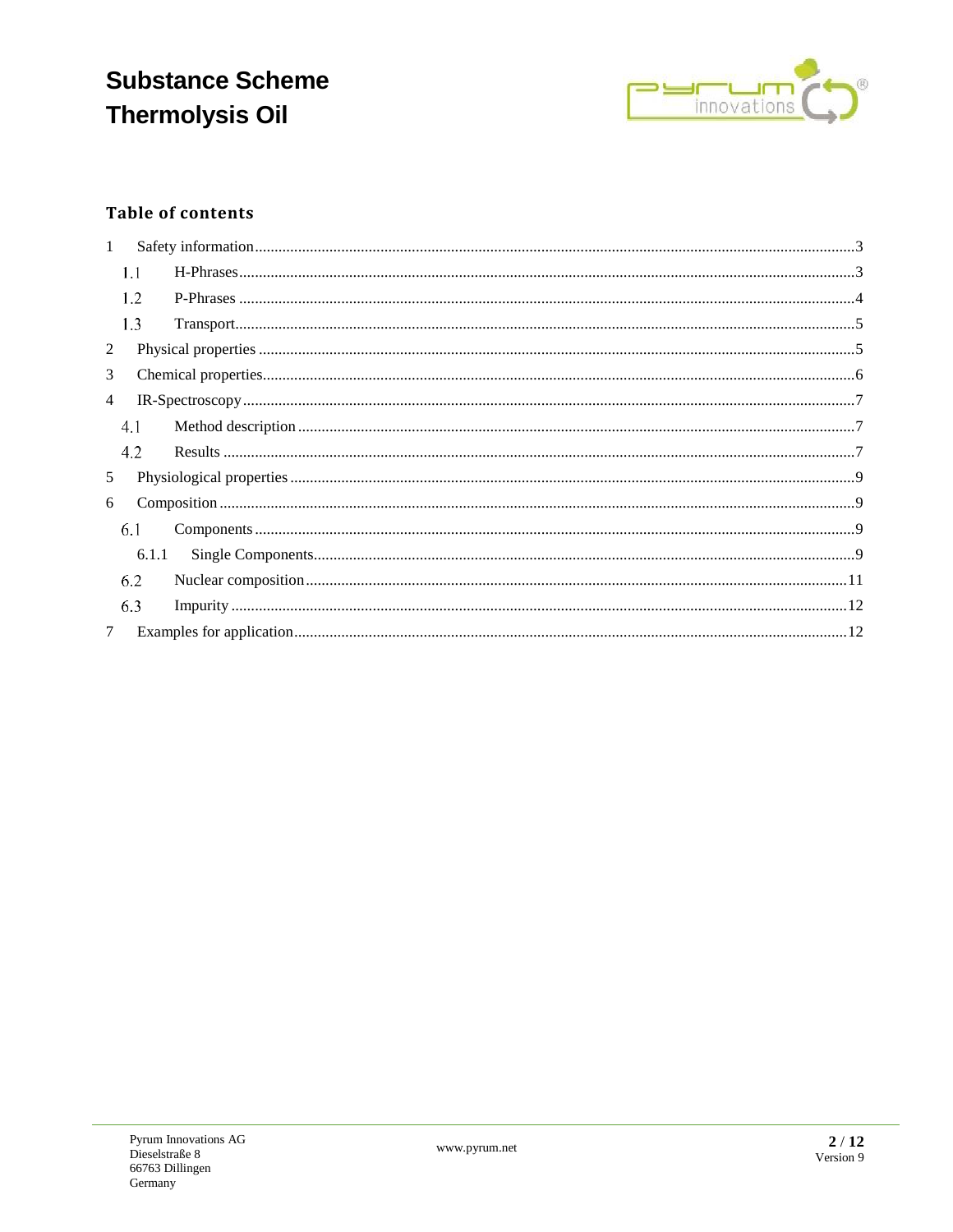## Table of contents

1 Safety information .......... 3
  1.1 H-Phrases .......... 3
  1.2 P-Phrases .......... 4
  1.3 Transport .......... 5
2 Physical properties .......... 5
3 Chemical properties .......... 6
4 IR-Spectroscopy .......... 7
  4.1 Method description .......... 7
  4.2 Results .......... 7
5 Physiological properties .......... 9
6 Composition .......... 9
  6.1 Components .......... 9
    6.1.1 Single Components .......... 9
  6.2 Nuclear composition .......... 11
  6.3 Impurity .......... 12
7 Examples for application .......... 12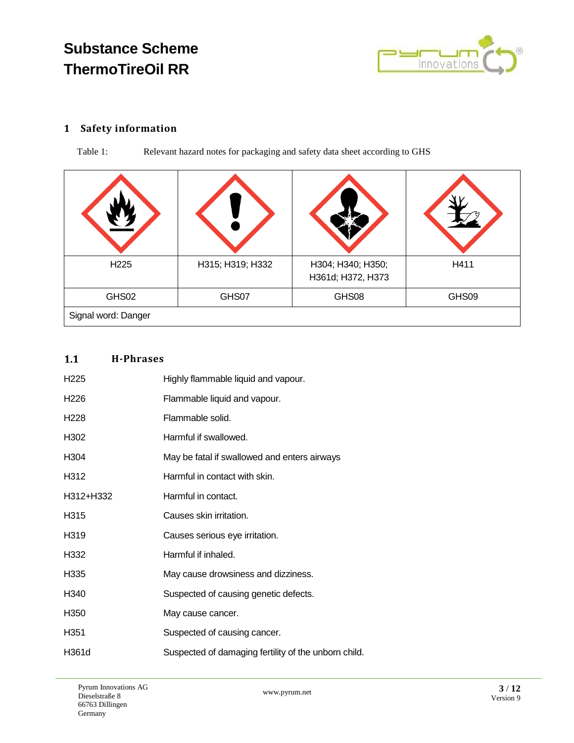## 1 Safety information

Table 1: Relevant hazard notes for packaging and safety data sheet according to GHS

| | | | |
|---|---|---|---|
| H225 | H315; H319; H332 | H304; H340; H350; H361d; H372, H373 | H411 |
| GHS02 | GHS07 | GHS08 | GHS09 |
| Signal word: Danger | | | |

### 1.1 H-Phrases

| | |
|---|---|
| H225 | Highly flammable liquid and vapour. |
| H226 | Flammable liquid and vapour. |
| H228 | Flammable solid. |
| H302 | Harmful if swallowed. |
| H304 | May be fatal if swallowed and enters airways |
| H312 | Harmful in contact with skin. |
| H312+H332 | Harmful in contact. |
| H315 | Causes skin irritation. |
| H319 | Causes serious eye irritation. |
| H332 | Harmful if inhaled. |
| H335 | May cause drowsiness and dizziness. |
| H340 | Suspected of causing genetic defects. |
| H350 | May cause cancer. |
| H351 | Suspected of causing cancer. |
| H361d | Suspected of damaging fertility of the unborn child. |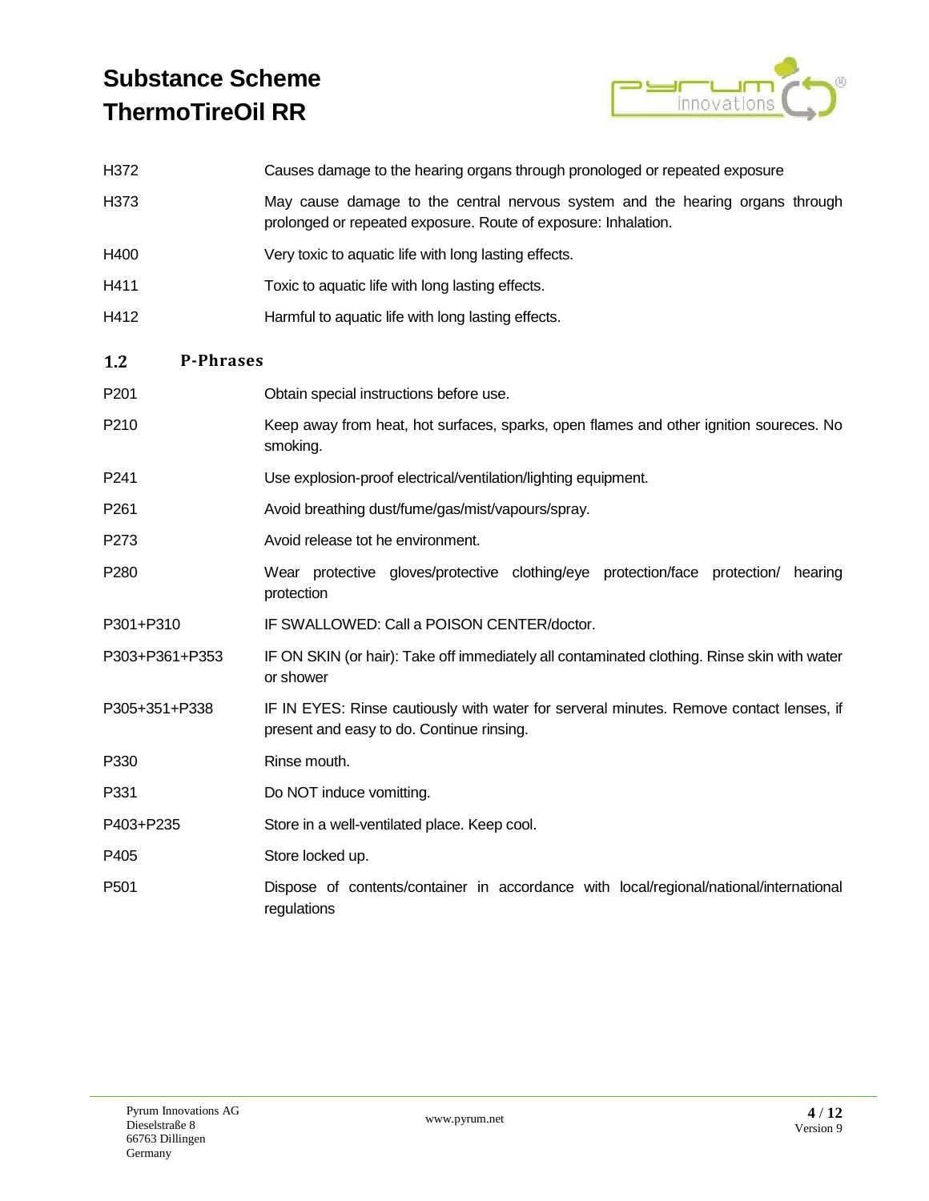| | |
|---|---|
| H372 | Causes damage to the hearing organs through pronologed or repeated exposure |
| H373 | May cause damage to the central nervous system and the hearing organs through prolonged or repeated exposure. Route of exposure: Inhalation. |
| H400 | Very toxic to aquatic life with long lasting effects. |
| H411 | Toxic to aquatic life with long lasting effects. |
| H412 | Harmful to aquatic life with long lasting effects. |

## 1.2 P-Phrases

| | |
|---|---|
| P201 | Obtain special instructions before use. |
| P210 | Keep away from heat, hot surfaces, sparks, open flames and other ignition soureces. No smoking. |
| P241 | Use explosion-proof electrical/ventilation/lighting equipment. |
| P261 | Avoid breathing dust/fume/gas/mist/vapours/spray. |
| P273 | Avoid release tot he environment. |
| P280 | Wear protective gloves/protective clothing/eye protection/face protection/ hearing protection |
| P301+P310 | IF SWALLOWED: Call a POISON CENTER/doctor. |
| P303+P361+P353 | IF ON SKIN (or hair): Take off immediately all contaminated clothing. Rinse skin with water or shower |
| P305+351+P338 | IF IN EYES: Rinse cautiously with water for serveral minutes. Remove contact lenses, if present and easy to do. Continue rinsing. |
| P330 | Rinse mouth. |
| P331 | Do NOT induce vomitting. |
| P403+P235 | Store in a well-ventilated place. Keep cool. |
| P405 | Store locked up. |
| P501 | Dispose of contents/container in accordance with local/regional/national/international regulations |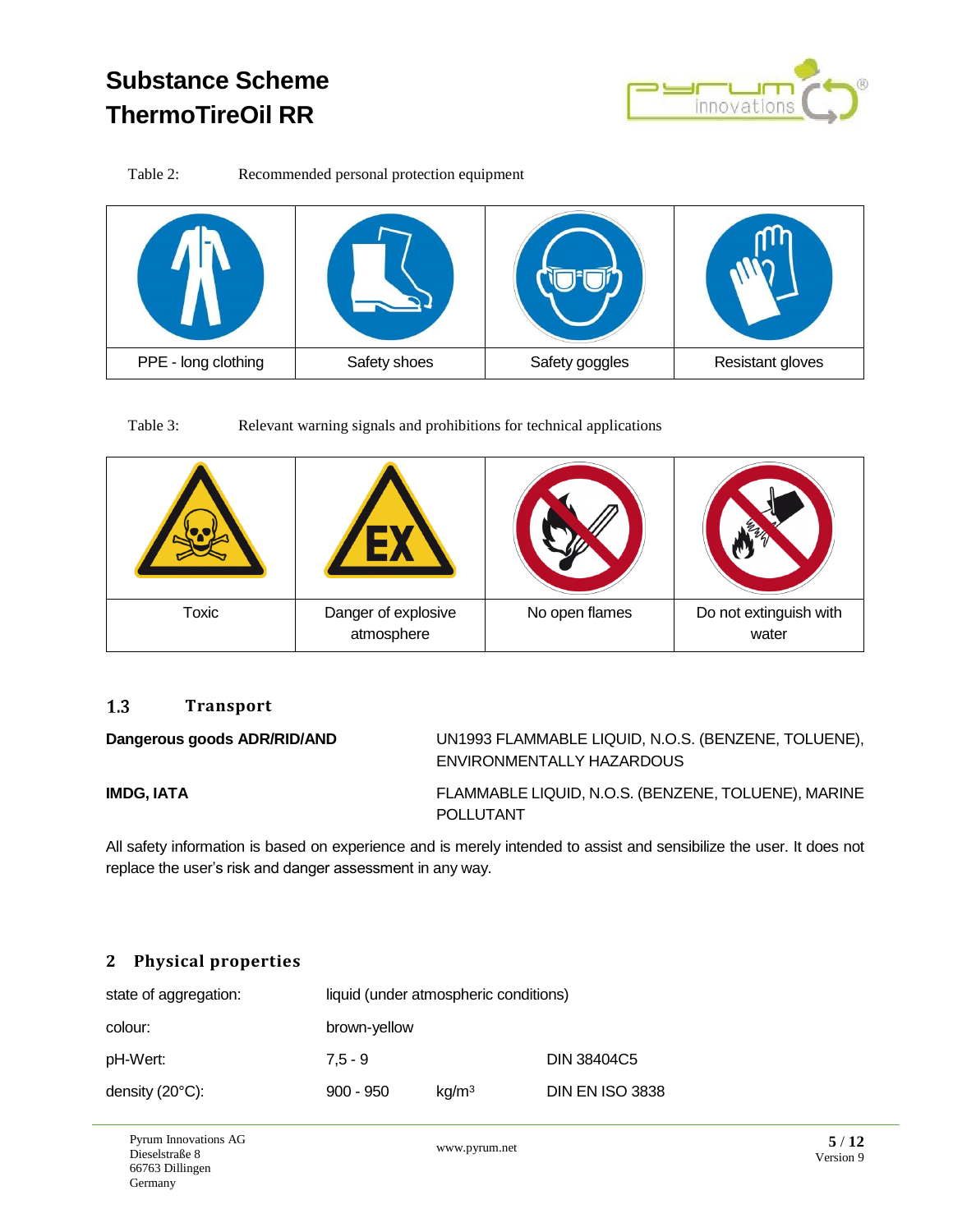Table 2: Recommended personal protection equipment

| PPE - long clothing | Safety shoes | Safety goggles | Resistant gloves |
|---|---|---|---|

Table 3: Relevant warning signals and prohibitions for technical applications

| Toxic | Danger of explosive atmosphere | No open flames | Do not extinguish with water |
|---|---|---|---|

## 1.3 Transport

**Dangerous goods ADR/RID/AND** UN1993 FLAMMABLE LIQUID, N.O.S. (BENZENE, TOLUENE), ENVIRONMENTALLY HAZARDOUS

**IMDG, IATA** FLAMMABLE LIQUID, N.O.S. (BENZENE, TOLUENE), MARINE POLLUTANT

All safety information is based on experience and is merely intended to assist and sensibilize the user. It does not replace the user's risk and danger assessment in any way.

# 2 Physical properties

| | | | |
|---|---|---|---|
| state of aggregation: | liquid (under atmospheric conditions) | | |
| colour: | brown-yellow | | |
| pH-Wert: | 7,5 - 9 | | DIN 38404C5 |
| density (20°C): | 900 - 950 | $kg/m^3$ | DIN EN ISO 3838 |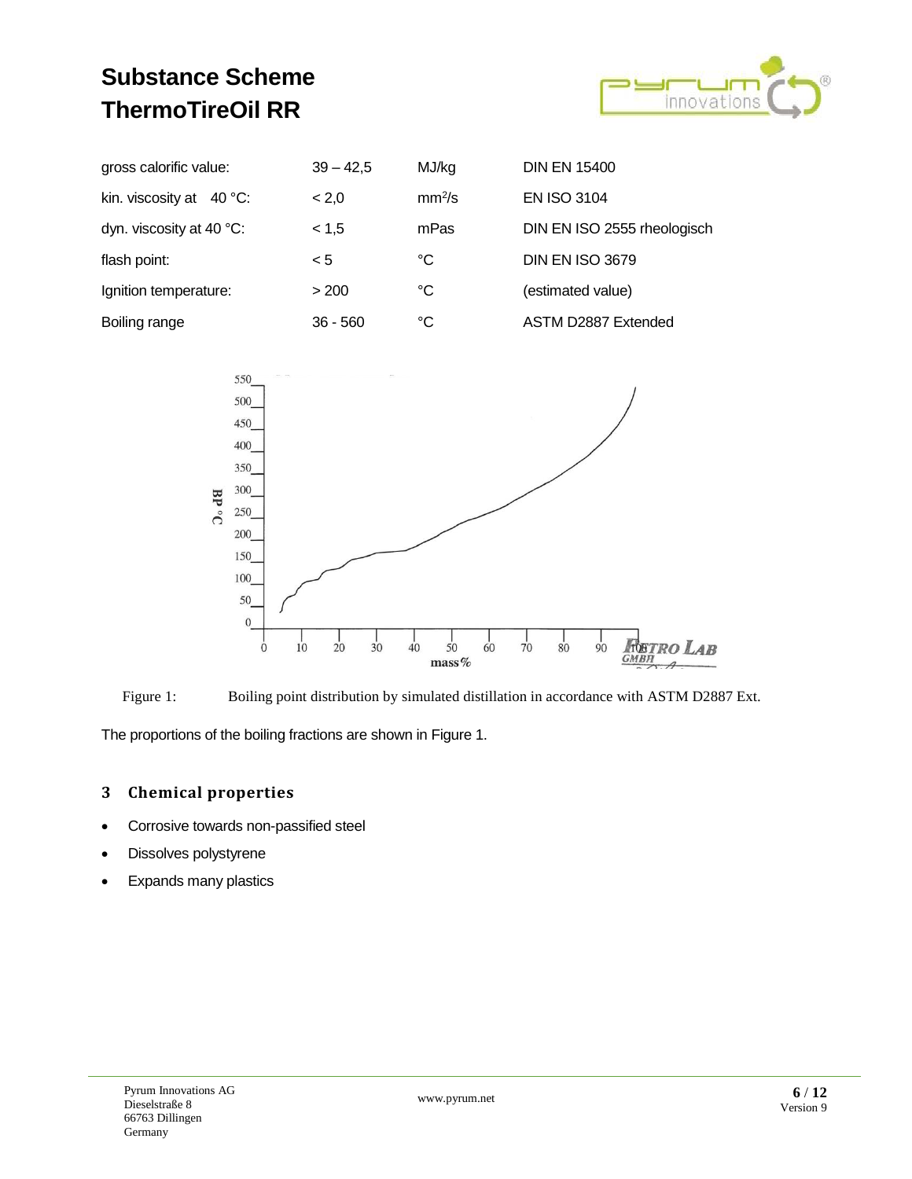| | | | |
|---|---|---|---|
| gross calorific value: | 39 – 42,5 | MJ/kg | DIN EN 15400 |
| kin. viscosity at 40 °C: | < 2,0 | $mm^2/s$ | EN ISO 3104 |
| dyn. viscosity at 40 °C: | < 1,5 | mPas | DIN EN ISO 2555 rheologisch |
| flash point: | < 5 | °C | DIN EN ISO 3679 |
| Ignition temperature: | > 200 | °C | (estimated value) |
| Boiling range | 36 - 560 | °C | ASTM D2887 Extended |

Figure 1: Boiling point distribution by simulated distillation in accordance with ASTM D2887 Ext.

The proportions of the boiling fractions are shown in Figure 1.

## 3 Chemical properties

- Corrosive towards non-passified steel
- Dissolves polystyrene
- Expands many plastics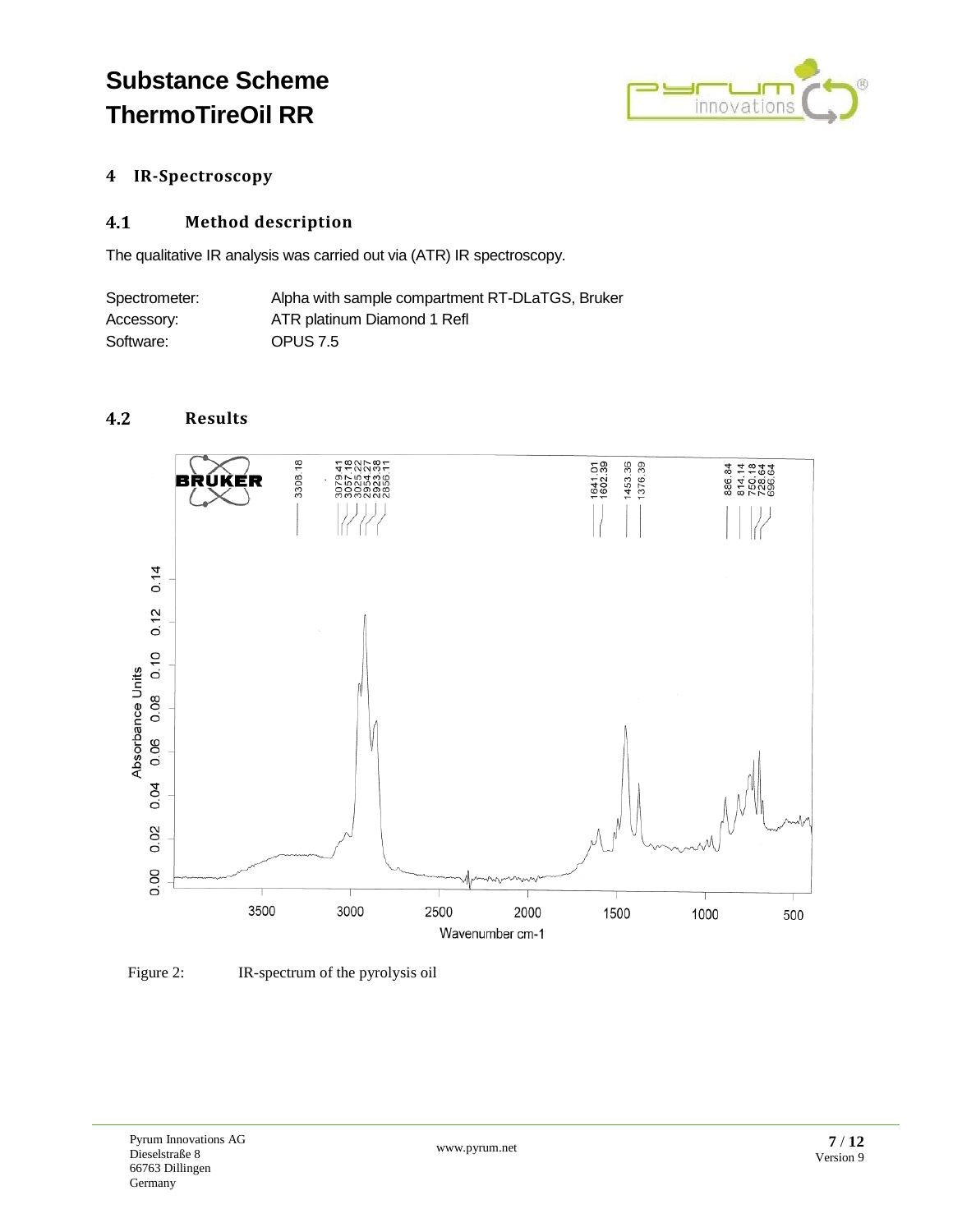## 4 IR-Spectroscopy

### 4.1 Method description

The qualitative IR analysis was carried out via (ATR) IR spectroscopy.

| | |
|---|---|
| Spectrometer: | Alpha with sample compartment RT-DLaTGS, Bruker |
| Accessory: | ATR platinum Diamond 1 Refl |
| Software: | OPUS 7.5 |

### 4.2 Results

Figure 2: IR-spectrum of the pyrolysis oil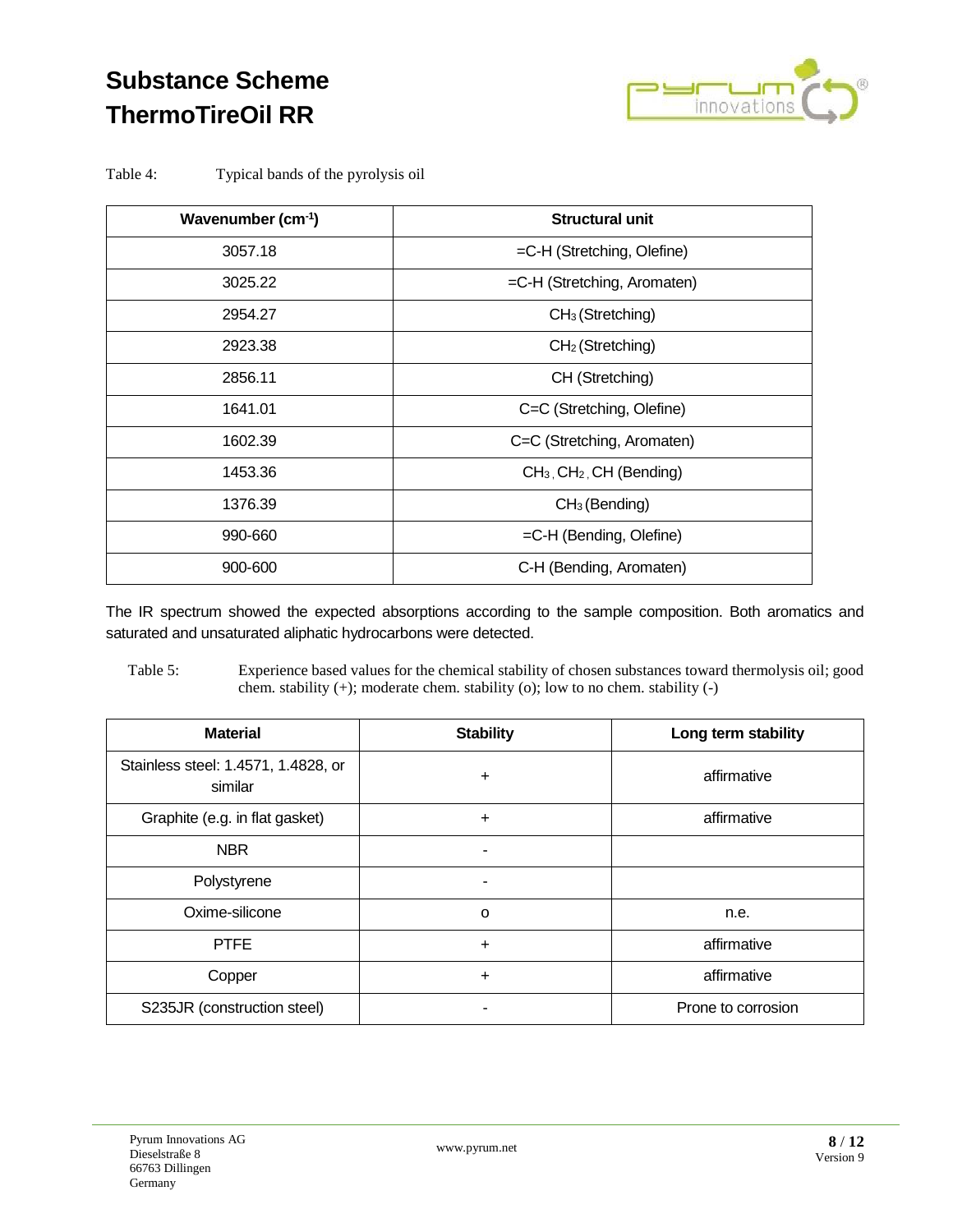Table 4: Typical bands of the pyrolysis oil

| Wavenumber ($cm^{-1}$) | Structural unit |
| --- | --- |
| 3057.18 | =C-H (Stretching, Olefine) |
| 3025.22 | =C-H (Stretching, Aromaten) |
| 2954.27 | $CH_3$ (Stretching) |
| 2923.38 | $CH_2$ (Stretching) |
| 2856.11 | CH (Stretching) |
| 1641.01 | C=C (Stretching, Olefine) |
| 1602.39 | C=C (Stretching, Aromaten) |
| 1453.36 | $CH_3$, $CH_2$, CH (Bending) |
| 1376.39 | $CH_3$ (Bending) |
| 990-660 | =C-H (Bending, Olefine) |
| 900-600 | C-H (Bending, Aromaten) |

The IR spectrum showed the expected absorptions according to the sample composition. Both aromatics and saturated and unsaturated aliphatic hydrocarbons were detected.

Table 5: Experience based values for the chemical stability of chosen substances toward thermolysis oil; good chem. stability (+); moderate chem. stability (o); low to no chem. stability (-)

| Material | Stability | Long term stability |
| --- | --- | --- |
| Stainless steel: 1.4571, 1.4828, or similar | + | affirmative |
| Graphite (e.g. in flat gasket) | + | affirmative |
| NBR | - | |
| Polystyrene | - | |
| Oxime-silicone | o | n.e. |
| PTFE | + | affirmative |
| Copper | + | affirmative |
| S235JR (construction steel) | - | Prone to corrosion |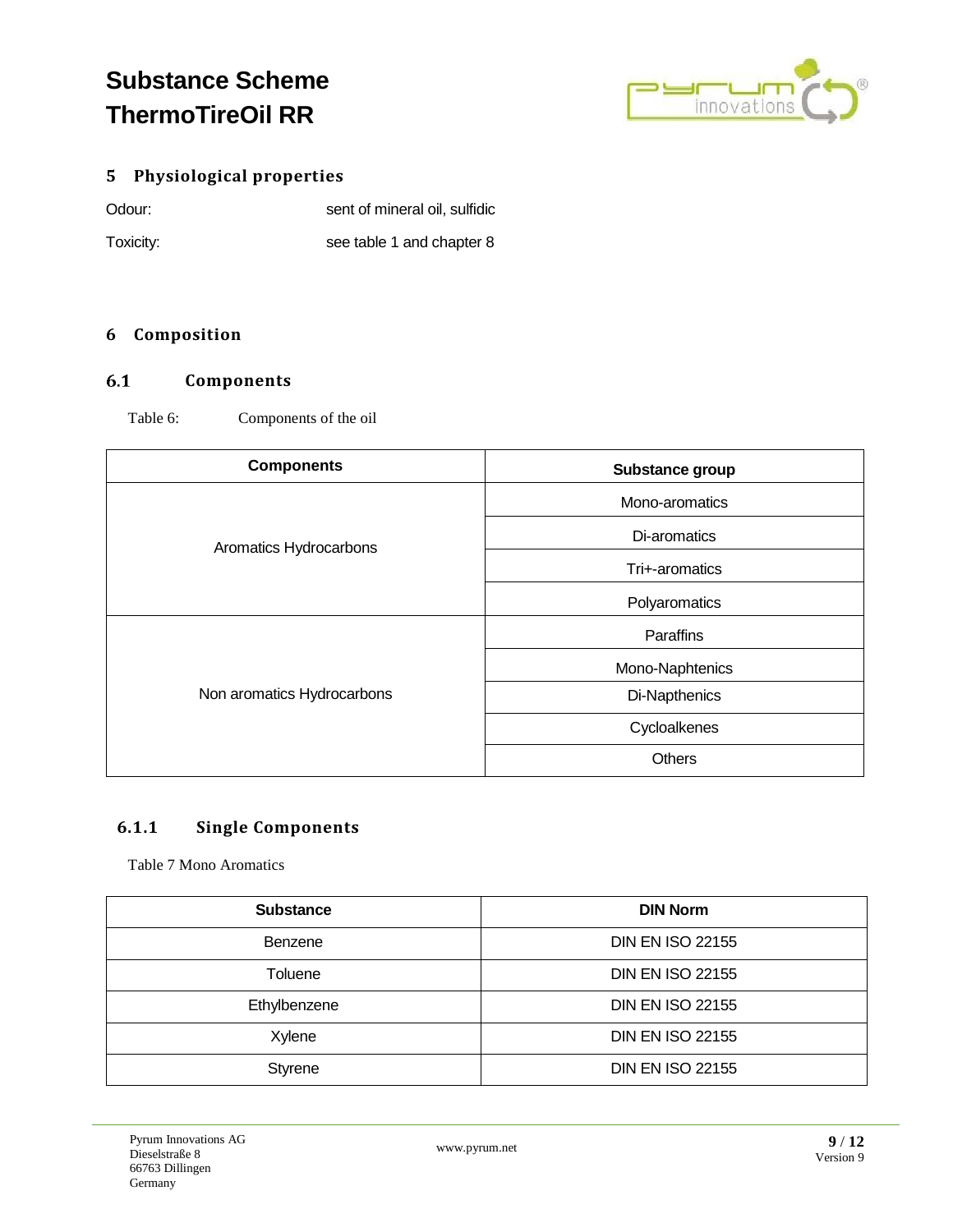## 5 Physiological properties

Odour: sent of mineral oil, sulfidic

Toxicity: see table 1 and chapter 8

## 6 Composition

### 6.1 Components

Table 6: Components of the oil

| Components | Substance group |
|---|---|
| Aromatics Hydrocarbons | Mono-aromatics |
| | Di-aromatics |
| | Tri+-aromatics |
| | Polyaromatics |
| Non aromatics Hydrocarbons | Paraffins |
| | Mono-Naphtenics |
| | Di-Napthenics |
| | Cycloalkenes |
| | Others |

#### 6.1.1 Single Components

Table 7 Mono Aromatics

| Substance | DIN Norm |
|---|---|
| Benzene | DIN EN ISO 22155 |
| Toluene | DIN EN ISO 22155 |
| Ethylbenzene | DIN EN ISO 22155 |
| Xylene | DIN EN ISO 22155 |
| Styrene | DIN EN ISO 22155 |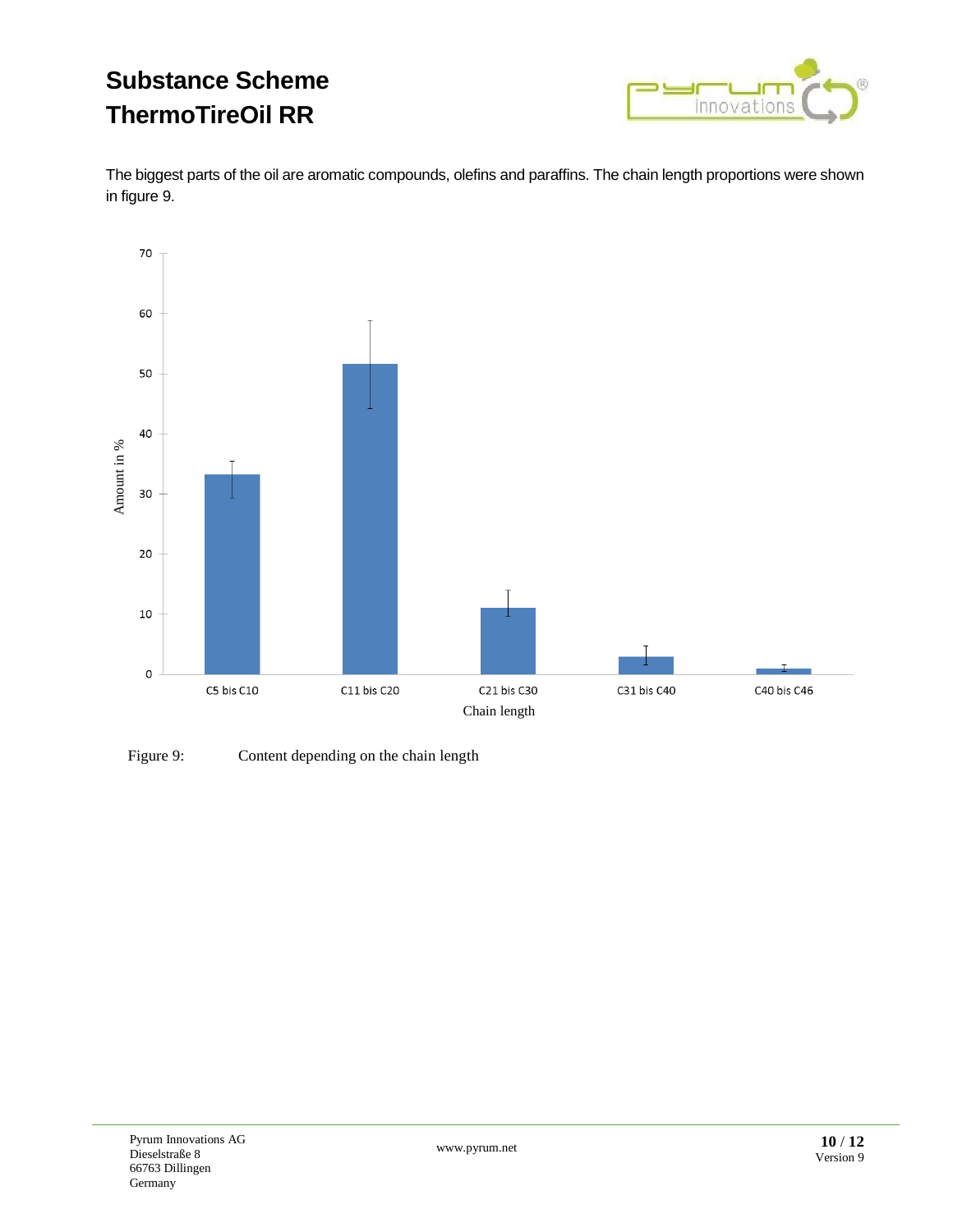# Substance Scheme ThermoTireOil RR

The biggest parts of the oil are aromatic compounds, olefins and paraffins. The chain length proportions were shown in figure 9.

Figure 9: Content depending on the chain length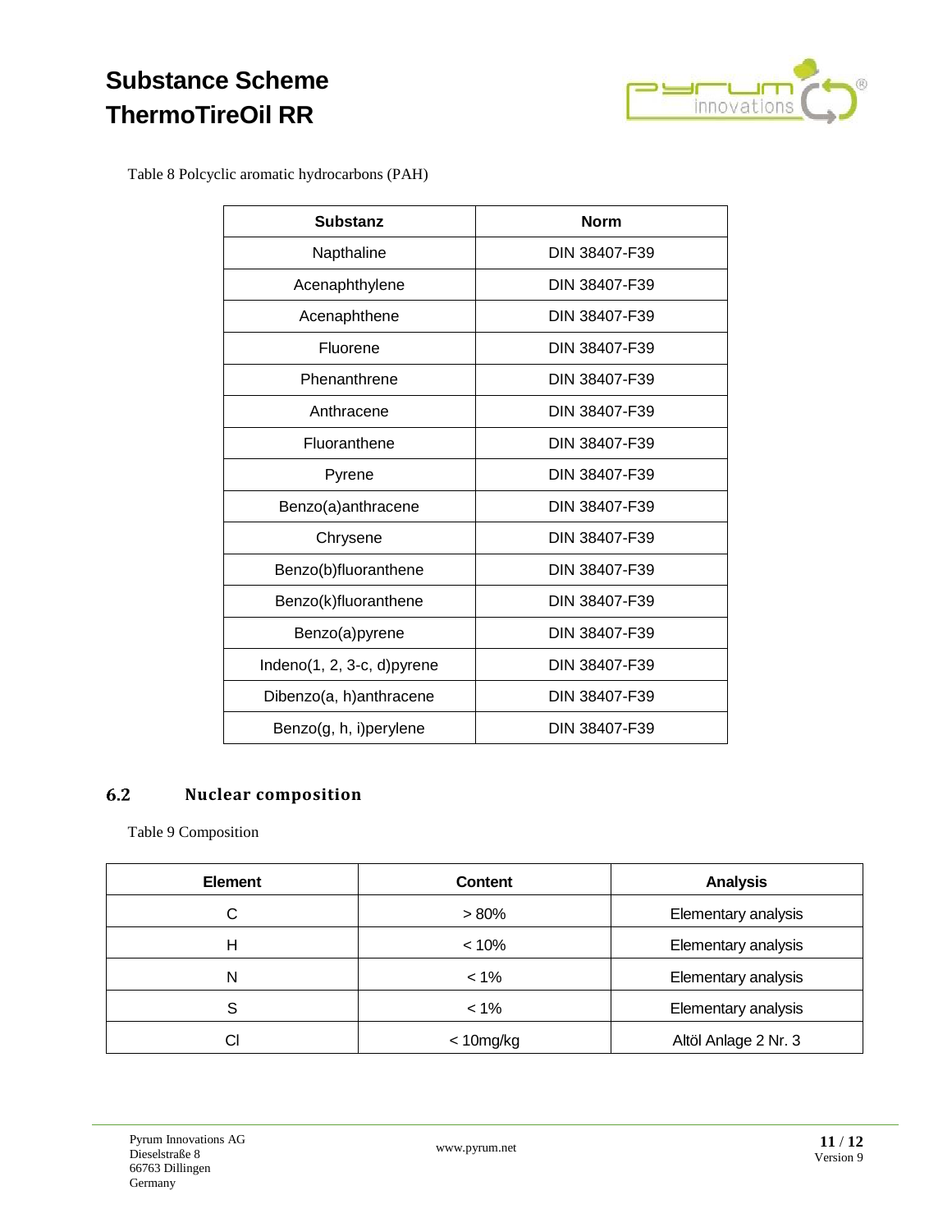Table 8 Polcyclic aromatic hydrocarbons (PAH)

| Substanz | Norm |
|---|---|
| Napthaline | DIN 38407-F39 |
| Acenaphthylene | DIN 38407-F39 |
| Acenaphthene | DIN 38407-F39 |
| Fluorene | DIN 38407-F39 |
| Phenanthrene | DIN 38407-F39 |
| Anthracene | DIN 38407-F39 |
| Fluoranthene | DIN 38407-F39 |
| Pyrene | DIN 38407-F39 |
| Benzo(a)anthracene | DIN 38407-F39 |
| Chrysene | DIN 38407-F39 |
| Benzo(b)fluoranthene | DIN 38407-F39 |
| Benzo(k)fluoranthene | DIN 38407-F39 |
| Benzo(a)pyrene | DIN 38407-F39 |
| Indeno(1, 2, 3-c, d)pyrene | DIN 38407-F39 |
| Dibenzo(a, h)anthracene | DIN 38407-F39 |
| Benzo(g, h, i)perylene | DIN 38407-F39 |

## 6.2 Nuclear composition

Table 9 Composition

| Element | Content | Analysis |
|---|---|---|
| C | > 80% | Elementary analysis |
| H | < 10% | Elementary analysis |
| N | < 1% | Elementary analysis |
| S | < 1% | Elementary analysis |
| Cl | < 10mg/kg | Altöl Anlage 2 Nr. 3 |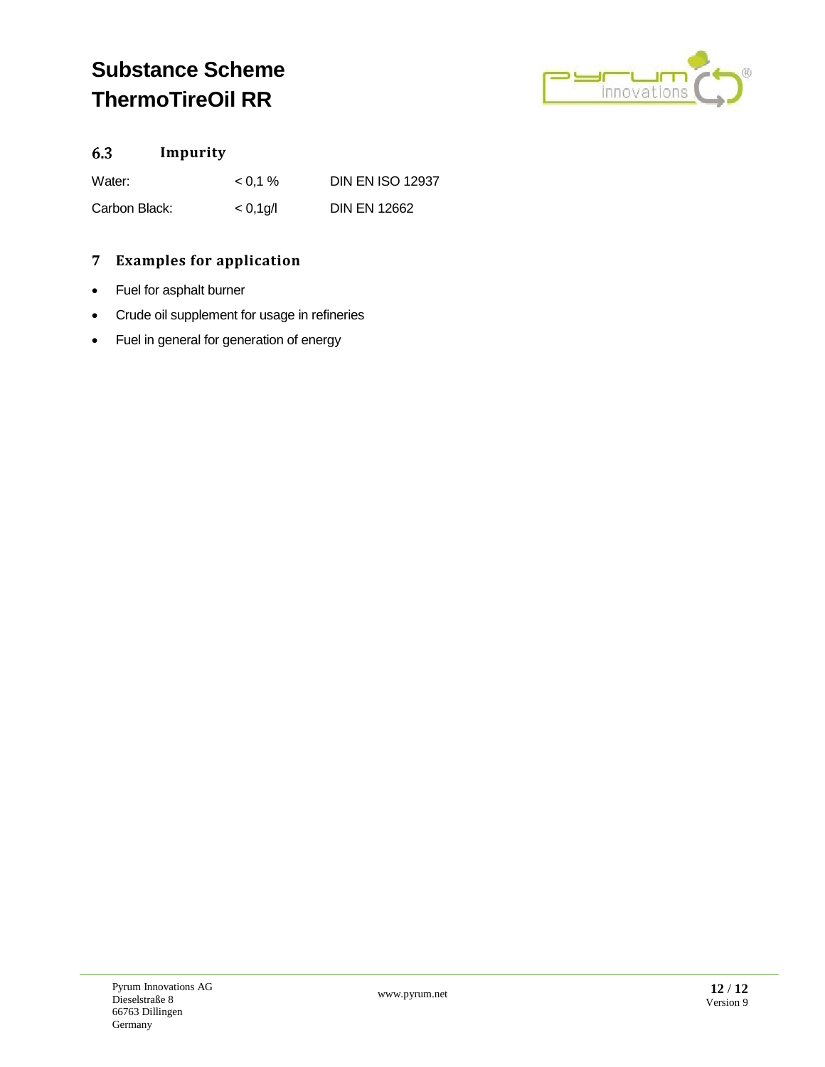### 6.3 Impurity

| | | |
|---|---|---|
| Water: | < 0,1 % | DIN EN ISO 12937 |
| Carbon Black: | < 0,1g/l | DIN EN 12662 |

## 7 Examples for application

- Fuel for asphalt burner
- Crude oil supplement for usage in refineries
- Fuel in general for generation of energy